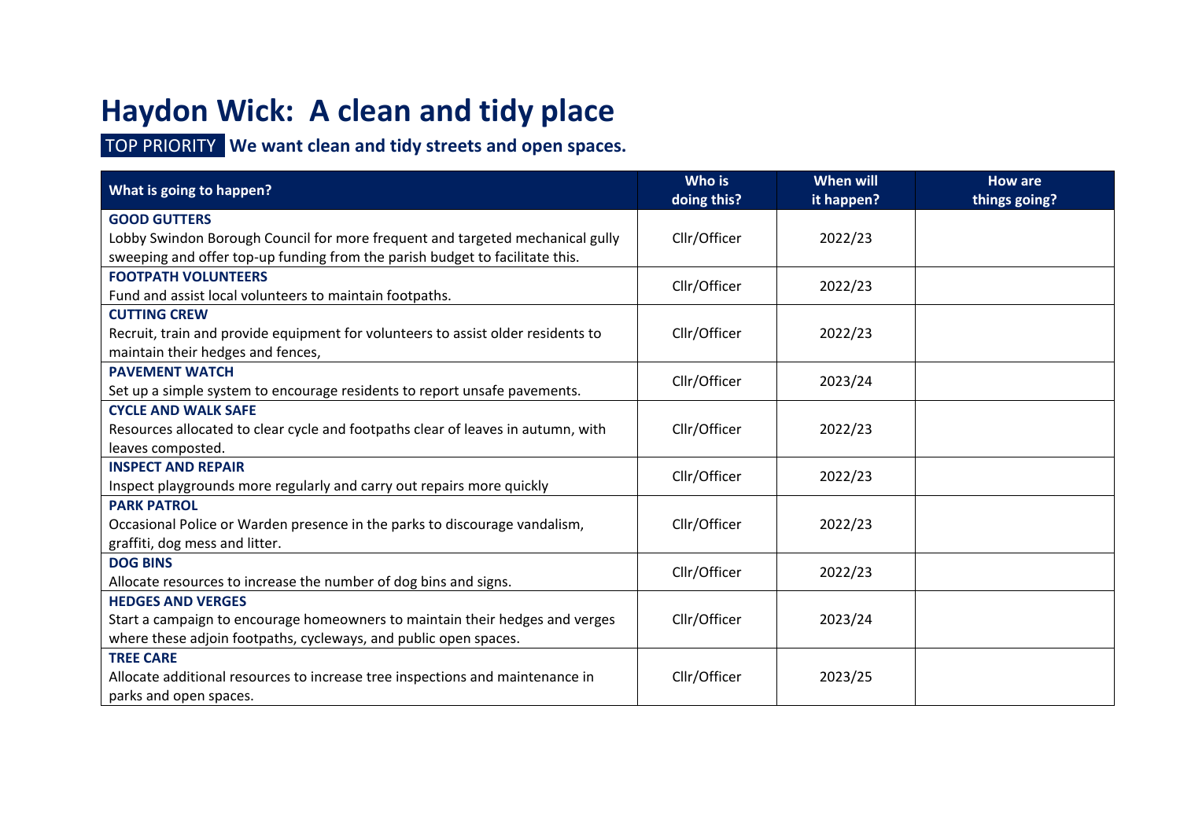# Haydon Wick: A clean and tidy place

**TOP PRIORITY** **We want clean and tidy streets and open spaces.**

| What is going to happen? | Who is doing this? | When will it happen? | How are things going? |
|---|---|---|---|
| **GOOD GUTTERS**<br>Lobby Swindon Borough Council for more frequent and targeted mechanical gully sweeping and offer top-up funding from the parish budget to facilitate this. | Cllr/Officer | 2022/23 | |
| **FOOTPATH VOLUNTEERS**<br>Fund and assist local volunteers to maintain footpaths. | Cllr/Officer | 2022/23 | |
| **CUTTING CREW**<br>Recruit, train and provide equipment for volunteers to assist older residents to maintain their hedges and fences, | Cllr/Officer | 2022/23 | |
| **PAVEMENT WATCH**<br>Set up a simple system to encourage residents to report unsafe pavements. | Cllr/Officer | 2023/24 | |
| **CYCLE AND WALK SAFE**<br>Resources allocated to clear cycle and footpaths clear of leaves in autumn, with leaves composted. | Cllr/Officer | 2022/23 | |
| **INSPECT AND REPAIR**<br>Inspect playgrounds more regularly and carry out repairs more quickly | Cllr/Officer | 2022/23 | |
| **PARK PATROL**<br>Occasional Police or Warden presence in the parks to discourage vandalism, graffiti, dog mess and litter. | Cllr/Officer | 2022/23 | |
| **DOG BINS**<br>Allocate resources to increase the number of dog bins and signs. | Cllr/Officer | 2022/23 | |
| **HEDGES AND VERGES**<br>Start a campaign to encourage homeowners to maintain their hedges and verges where these adjoin footpaths, cycleways, and public open spaces. | Cllr/Officer | 2023/24 | |
| **TREE CARE**<br>Allocate additional resources to increase tree inspections and maintenance in parks and open spaces. | Cllr/Officer | 2023/25 | |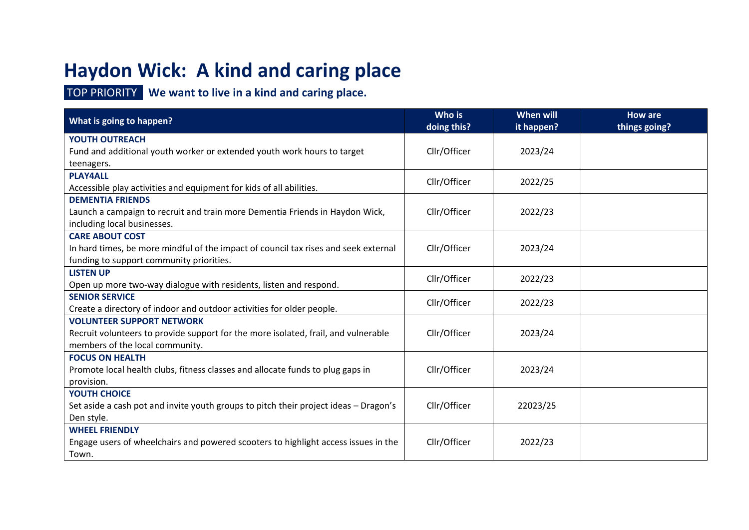# Haydon Wick: A kind and caring place

TOP PRIORITY **We want to live in a kind and caring place.**

| What is going to happen? | Who is doing this? | When will it happen? | How are things going? |
|---|---|---|---|
| **YOUTH OUTREACH**<br>Fund and additional youth worker or extended youth work hours to target teenagers. | Cllr/Officer | 2023/24 | |
| **PLAY4ALL**<br>Accessible play activities and equipment for kids of all abilities. | Cllr/Officer | 2022/25 | |
| **DEMENTIA FRIENDS**<br>Launch a campaign to recruit and train more Dementia Friends in Haydon Wick, including local businesses. | Cllr/Officer | 2022/23 | |
| **CARE ABOUT COST**<br>In hard times, be more mindful of the impact of council tax rises and seek external funding to support community priorities. | Cllr/Officer | 2023/24 | |
| **LISTEN UP**<br>Open up more two-way dialogue with residents, listen and respond. | Cllr/Officer | 2022/23 | |
| **SENIOR SERVICE**<br>Create a directory of indoor and outdoor activities for older people. | Cllr/Officer | 2022/23 | |
| **VOLUNTEER SUPPORT NETWORK**<br>Recruit volunteers to provide support for the more isolated, frail, and vulnerable members of the local community. | Cllr/Officer | 2023/24 | |
| **FOCUS ON HEALTH**<br>Promote local health clubs, fitness classes and allocate funds to plug gaps in provision. | Cllr/Officer | 2023/24 | |
| **YOUTH CHOICE**<br>Set aside a cash pot and invite youth groups to pitch their project ideas – Dragon's Den style. | Cllr/Officer | 22023/25 | |
| **WHEEL FRIENDLY**<br>Engage users of wheelchairs and powered scooters to highlight access issues in the Town. | Cllr/Officer | 2022/23 | |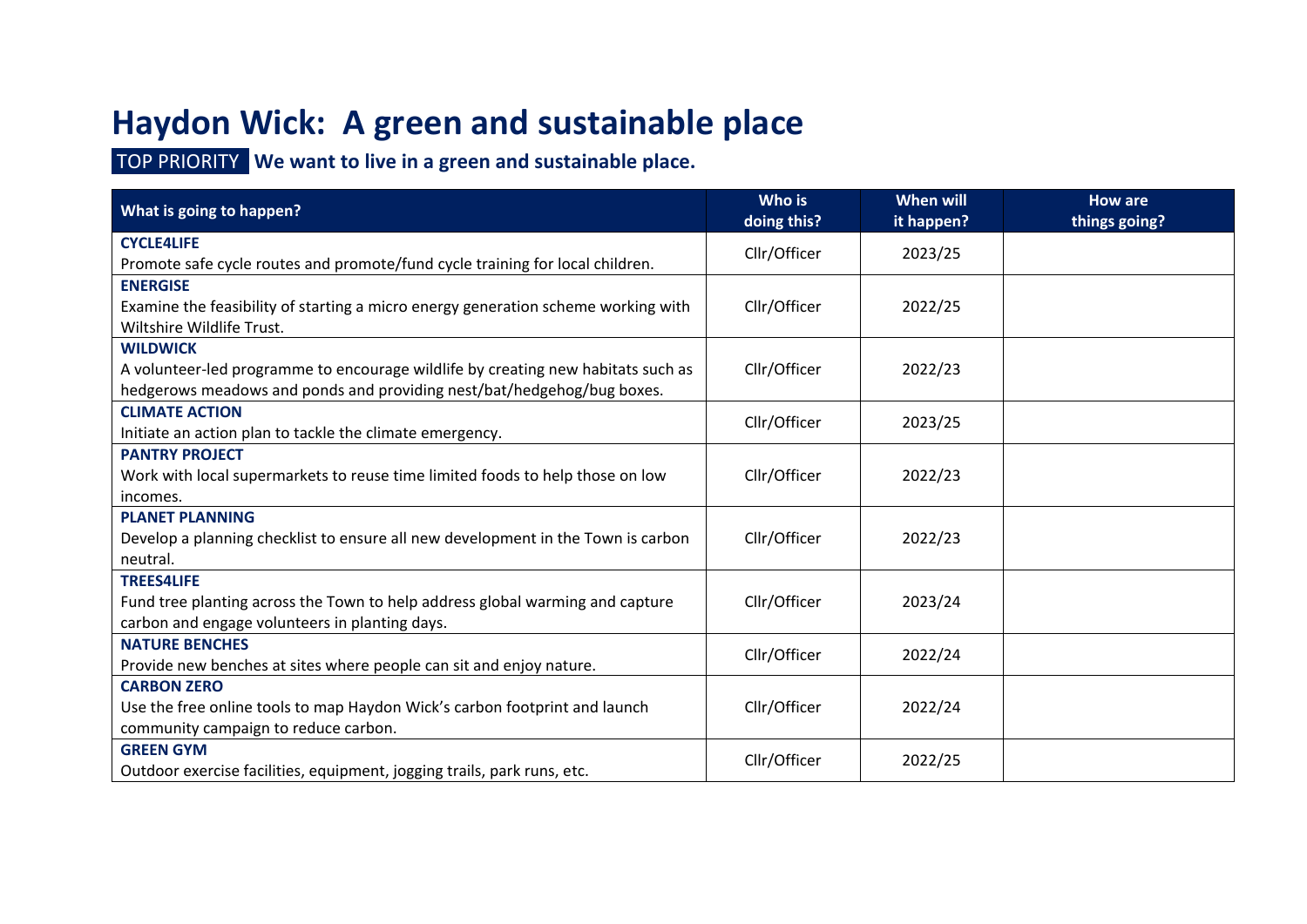# Haydon Wick:  A green and sustainable place

TOP PRIORITY **We want to live in a green and sustainable place.**

| What is going to happen? | Who is doing this? | When will it happen? | How are things going? |
|---|---|---|---|
| **CYCLE4LIFE**<br>Promote safe cycle routes and promote/fund cycle training for local children. | Cllr/Officer | 2023/25 | |
| **ENERGISE**<br>Examine the feasibility of starting a micro energy generation scheme working with Wiltshire Wildlife Trust. | Cllr/Officer | 2022/25 | |
| **WILDWICK**<br>A volunteer-led programme to encourage wildlife by creating new habitats such as hedgerows meadows and ponds and providing nest/bat/hedgehog/bug boxes. | Cllr/Officer | 2022/23 | |
| **CLIMATE ACTION**<br>Initiate an action plan to tackle the climate emergency. | Cllr/Officer | 2023/25 | |
| **PANTRY PROJECT**<br>Work with local supermarkets to reuse time limited foods to help those on low incomes. | Cllr/Officer | 2022/23 | |
| **PLANET PLANNING**<br>Develop a planning checklist to ensure all new development in the Town is carbon neutral. | Cllr/Officer | 2022/23 | |
| **TREES4LIFE**<br>Fund tree planting across the Town to help address global warming and capture carbon and engage volunteers in planting days. | Cllr/Officer | 2023/24 | |
| **NATURE BENCHES**<br>Provide new benches at sites where people can sit and enjoy nature. | Cllr/Officer | 2022/24 | |
| **CARBON ZERO**<br>Use the free online tools to map Haydon Wick's carbon footprint and launch community campaign to reduce carbon. | Cllr/Officer | 2022/24 | |
| **GREEN GYM**<br>Outdoor exercise facilities, equipment, jogging trails, park runs, etc. | Cllr/Officer | 2022/25 | |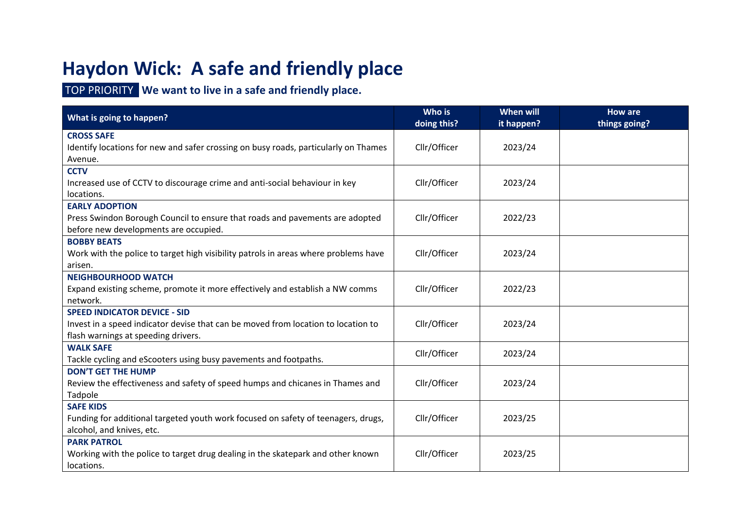# Haydon Wick: A safe and friendly place

TOP PRIORITY **We want to live in a safe and friendly place.**

| What is going to happen? | Who is doing this? | When will it happen? | How are things going? |
|---|---|---|---|
| **CROSS SAFE**<br>Identify locations for new and safer crossing on busy roads, particularly on Thames Avenue. | Cllr/Officer | 2023/24 | |
| **CCTV**<br>Increased use of CCTV to discourage crime and anti-social behaviour in key locations. | Cllr/Officer | 2023/24 | |
| **EARLY ADOPTION**<br>Press Swindon Borough Council to ensure that roads and pavements are adopted before new developments are occupied. | Cllr/Officer | 2022/23 | |
| **BOBBY BEATS**<br>Work with the police to target high visibility patrols in areas where problems have arisen. | Cllr/Officer | 2023/24 | |
| **NEIGHBOURHOOD WATCH**<br>Expand existing scheme, promote it more effectively and establish a NW comms network. | Cllr/Officer | 2022/23 | |
| **SPEED INDICATOR DEVICE - SID**<br>Invest in a speed indicator devise that can be moved from location to location to flash warnings at speeding drivers. | Cllr/Officer | 2023/24 | |
| **WALK SAFE**<br>Tackle cycling and eScooters using busy pavements and footpaths. | Cllr/Officer | 2023/24 | |
| **DON'T GET THE HUMP**<br>Review the effectiveness and safety of speed humps and chicanes in Thames and Tadpole | Cllr/Officer | 2023/24 | |
| **SAFE KIDS**<br>Funding for additional targeted youth work focused on safety of teenagers, drugs, alcohol, and knives, etc. | Cllr/Officer | 2023/25 | |
| **PARK PATROL**<br>Working with the police to target drug dealing in the skatepark and other known locations. | Cllr/Officer | 2023/25 | |